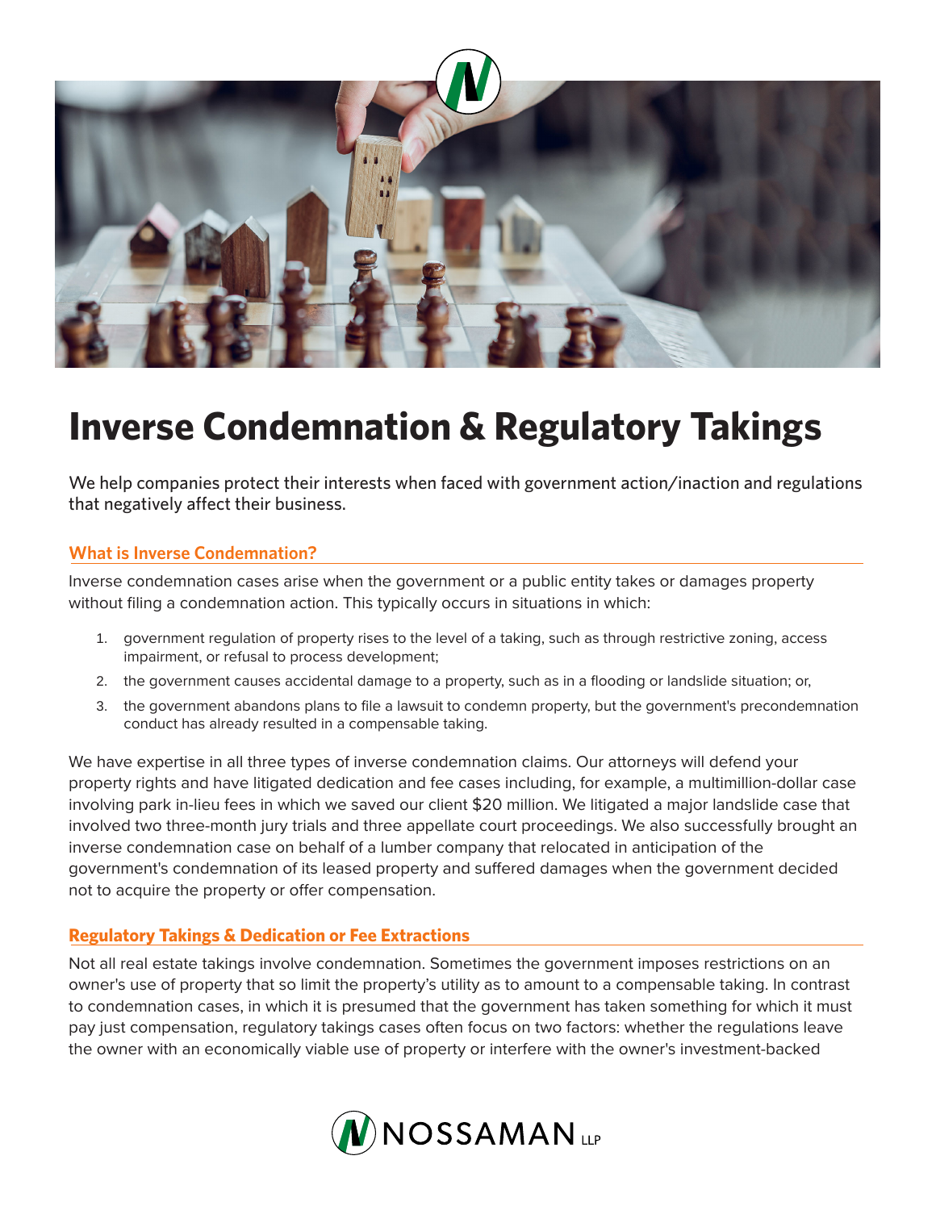# Inverse Condemnation & Regulatory Takings

We help companies protect their interests when faced with government action/inaction and regulations that negatively affect their business.

## What is Inverse Condemnation?

Inverse condemnation cases arise when the government or a public entity takes or damages property without filing a condemnation action. This typically occurs in situations in which:

1. government regulation of property rises to the level of a taking, such as through restrictive zoning, access impairment, or refusal to process development;
2. the government causes accidental damage to a property, such as in a flooding or landslide situation; or,
3. the government abandons plans to file a lawsuit to condemn property, but the government's precondemnation conduct has already resulted in a compensable taking.

We have expertise in all three types of inverse condemnation claims. Our attorneys will defend your property rights and have litigated dedication and fee cases including, for example, a multimillion-dollar case involving park in-lieu fees in which we saved our client $20 million. We litigated a major landslide case that involved two three-month jury trials and three appellate court proceedings. We also successfully brought an inverse condemnation case on behalf of a lumber company that relocated in anticipation of the government's condemnation of its leased property and suffered damages when the government decided not to acquire the property or offer compensation.

## Regulatory Takings & Dedication or Fee Extractions

Not all real estate takings involve condemnation. Sometimes the government imposes restrictions on an owner's use of property that so limit the property's utility as to amount to a compensable taking. In contrast to condemnation cases, in which it is presumed that the government has taken something for which it must pay just compensation, regulatory takings cases often focus on two factors: whether the regulations leave the owner with an economically viable use of property or interfere with the owner's investment-backed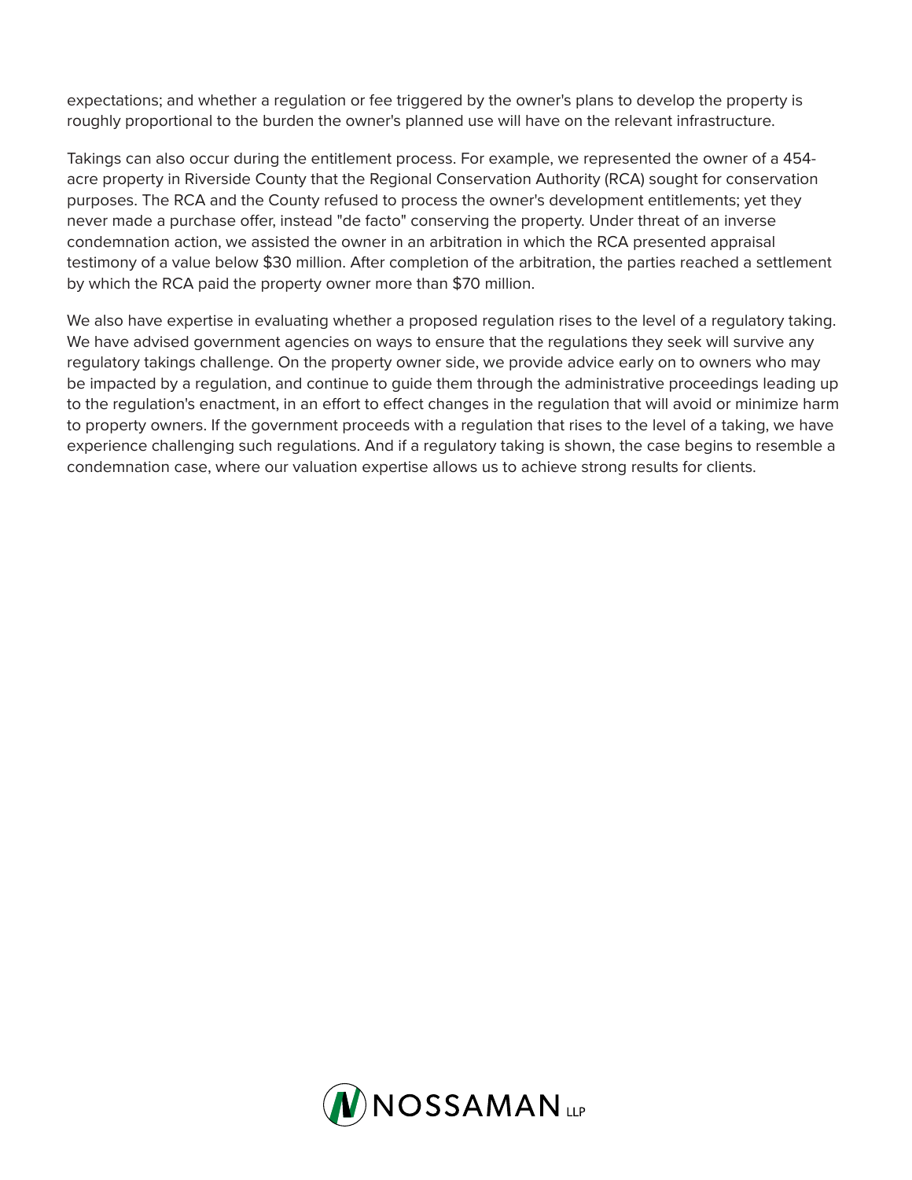expectations; and whether a regulation or fee triggered by the owner's plans to develop the property is roughly proportional to the burden the owner's planned use will have on the relevant infrastructure.

Takings can also occur during the entitlement process. For example, we represented the owner of a 454-acre property in Riverside County that the Regional Conservation Authority (RCA) sought for conservation purposes. The RCA and the County refused to process the owner's development entitlements; yet they never made a purchase offer, instead "de facto" conserving the property. Under threat of an inverse condemnation action, we assisted the owner in an arbitration in which the RCA presented appraisal testimony of a value below $30 million. After completion of the arbitration, the parties reached a settlement by which the RCA paid the property owner more than $70 million.

We also have expertise in evaluating whether a proposed regulation rises to the level of a regulatory taking. We have advised government agencies on ways to ensure that the regulations they seek will survive any regulatory takings challenge. On the property owner side, we provide advice early on to owners who may be impacted by a regulation, and continue to guide them through the administrative proceedings leading up to the regulation's enactment, in an effort to effect changes in the regulation that will avoid or minimize harm to property owners. If the government proceeds with a regulation that rises to the level of a taking, we have experience challenging such regulations. And if a regulatory taking is shown, the case begins to resemble a condemnation case, where our valuation expertise allows us to achieve strong results for clients.